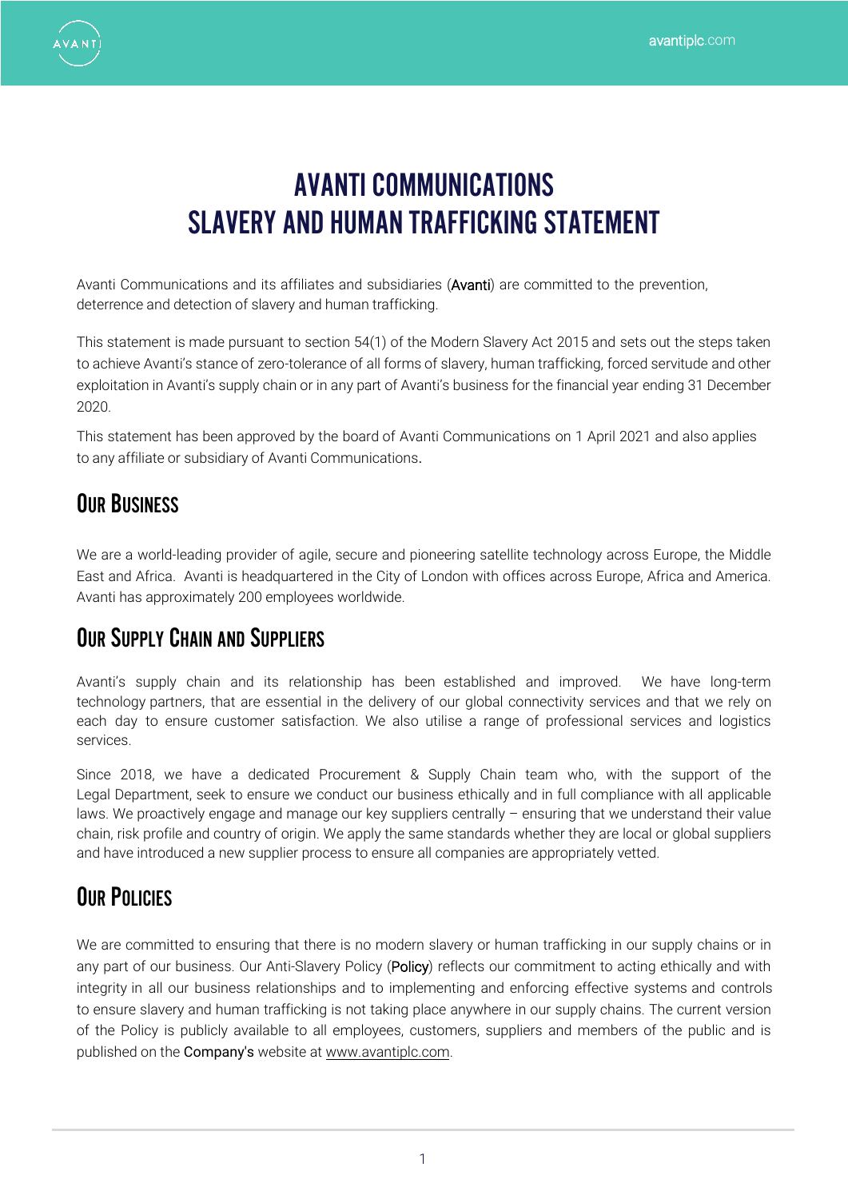# AVANTI COMMUNICATIONS SLAVERY AND HUMAN TRAFFICKING STATEMENT

Avanti Communications and its affiliates and subsidiaries (**Avanti**) are committed to the prevention, deterrence and detection of slavery and human trafficking.

This statement is made pursuant to section 54(1) of the Modern Slavery Act 2015 and sets out the steps taken to achieve Avanti's stance of zero-tolerance of all forms of slavery, human trafficking, forced servitude and other exploitation in Avanti's supply chain or in any part of Avanti's business for the financial year ending 31 December 2020.

This statement has been approved by the board of Avanti Communications on 1 April 2021 and also applies to any affiliate or subsidiary of Avanti Communications.

## Our Business

We are a world-leading provider of agile, secure and pioneering satellite technology across Europe, the Middle East and Africa. Avanti is headquartered in the City of London with offices across Europe, Africa and America. Avanti has approximately 200 employees worldwide.

## Our Supply Chain and Suppliers

Avanti's supply chain and its relationship has been established and improved. We have long-term technology partners, that are essential in the delivery of our global connectivity services and that we rely on each day to ensure customer satisfaction. We also utilise a range of professional services and logistics services.

Since 2018, we have a dedicated Procurement & Supply Chain team who, with the support of the Legal Department, seek to ensure we conduct our business ethically and in full compliance with all applicable laws. We proactively engage and manage our key suppliers centrally – ensuring that we understand their value chain, risk profile and country of origin. We apply the same standards whether they are local or global suppliers and have introduced a new supplier process to ensure all companies are appropriately vetted.

## Our Policies

We are committed to ensuring that there is no modern slavery or human trafficking in our supply chains or in any part of our business. Our Anti-Slavery Policy (**Policy**) reflects our commitment to acting ethically and with integrity in all our business relationships and to implementing and enforcing effective systems and controls to ensure slavery and human trafficking is not taking place anywhere in our supply chains. The current version of the Policy is publicly available to all employees, customers, suppliers and members of the public and is published on the **Company's** website at www.avantiplc.com.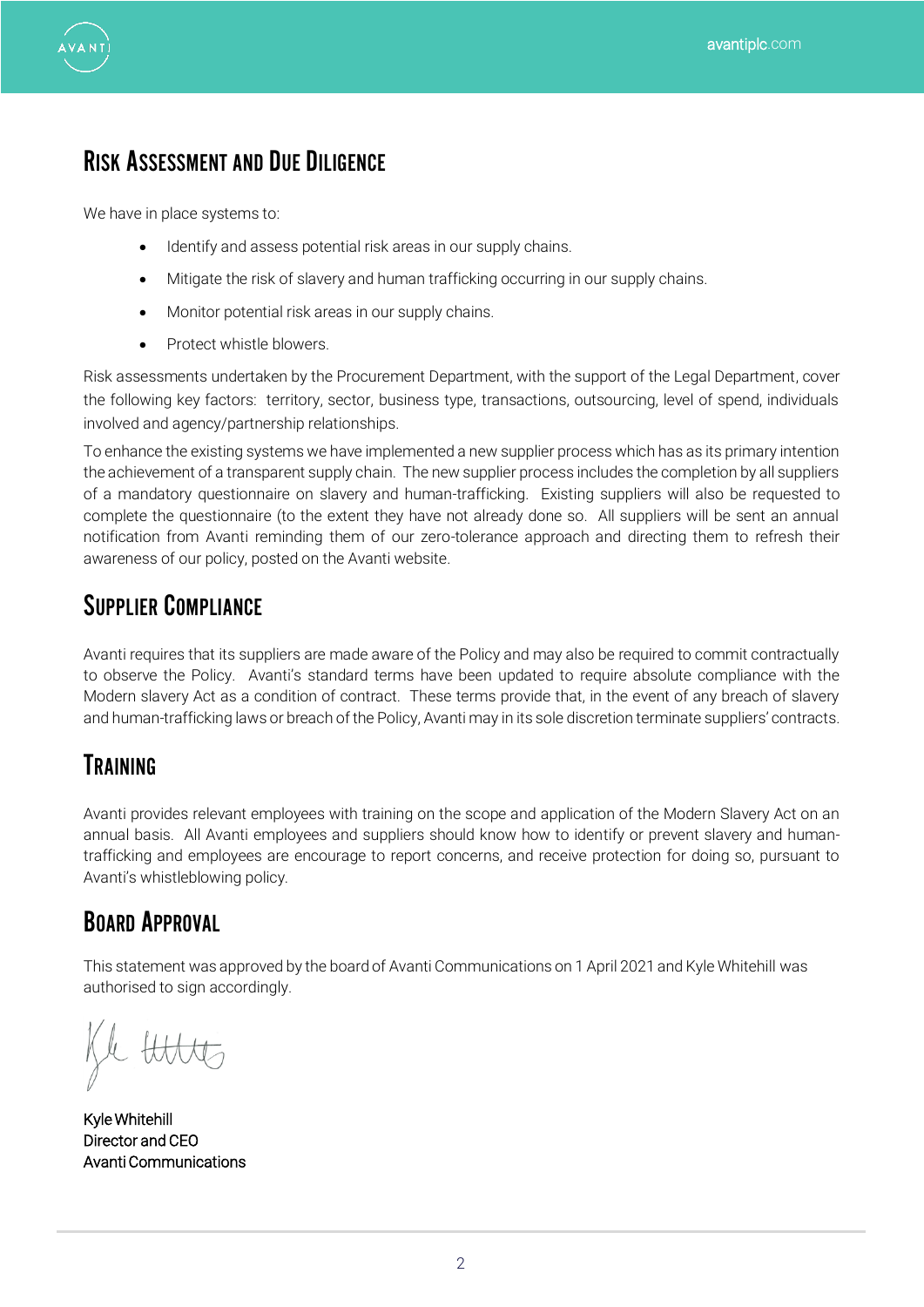## Risk Assessment and Due Diligence

We have in place systems to:

- Identify and assess potential risk areas in our supply chains.
- Mitigate the risk of slavery and human trafficking occurring in our supply chains.
- Monitor potential risk areas in our supply chains.
- Protect whistle blowers.

Risk assessments undertaken by the Procurement Department, with the support of the Legal Department, cover the following key factors: territory, sector, business type, transactions, outsourcing, level of spend, individuals involved and agency/partnership relationships.

To enhance the existing systems we have implemented a new supplier process which has as its primary intention the achievement of a transparent supply chain. The new supplier process includes the completion by all suppliers of a mandatory questionnaire on slavery and human-trafficking. Existing suppliers will also be requested to complete the questionnaire (to the extent they have not already done so. All suppliers will be sent an annual notification from Avanti reminding them of our zero-tolerance approach and directing them to refresh their awareness of our policy, posted on the Avanti website.

## Supplier Compliance

Avanti requires that its suppliers are made aware of the Policy and may also be required to commit contractually to observe the Policy. Avanti's standard terms have been updated to require absolute compliance with the Modern slavery Act as a condition of contract. These terms provide that, in the event of any breach of slavery and human-trafficking laws or breach of the Policy, Avanti may in its sole discretion terminate suppliers' contracts.

## Training

Avanti provides relevant employees with training on the scope and application of the Modern Slavery Act on an annual basis. All Avanti employees and suppliers should know how to identify or prevent slavery and human-trafficking and employees are encourage to report concerns, and receive protection for doing so, pursuant to Avanti's whistleblowing policy.

## Board Approval

This statement was approved by the board of Avanti Communications on 1 April 2021 and Kyle Whitehill was authorised to sign accordingly.

Kyle Whitehill
Director and CEO
Avanti Communications